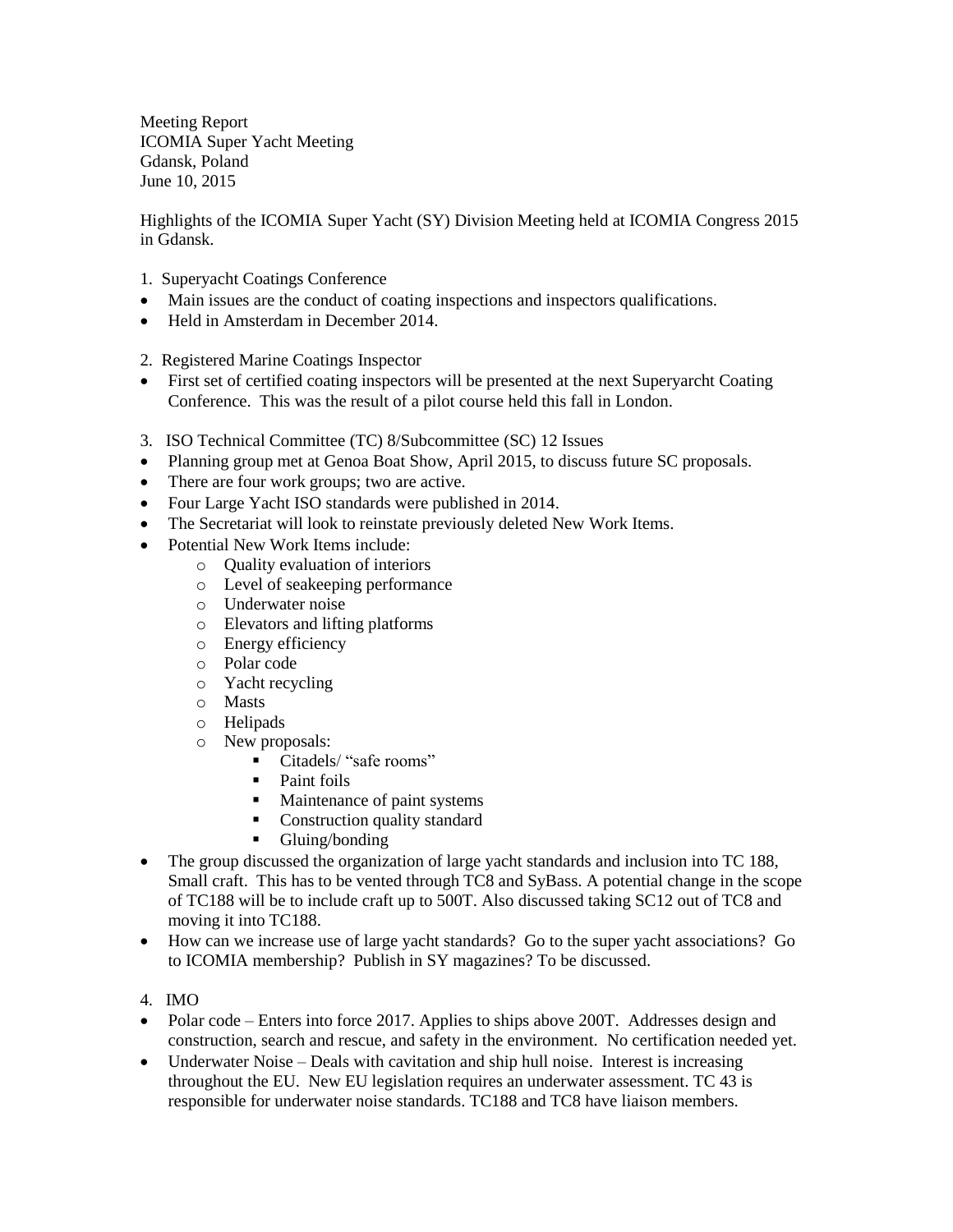Meeting Report
ICOMIA Super Yacht Meeting
Gdansk, Poland
June 10, 2015

Highlights of the ICOMIA Super Yacht (SY) Division Meeting held at ICOMIA Congress 2015 in Gdansk.

1. Superyacht Coatings Conference
- Main issues are the conduct of coating inspections and inspectors qualifications.
- Held in Amsterdam in December 2014.

2. Registered Marine Coatings Inspector
- First set of certified coating inspectors will be presented at the next Superyarcht Coating Conference. This was the result of a pilot course held this fall in London.

3. ISO Technical Committee (TC) 8/Subcommittee (SC) 12 Issues
- Planning group met at Genoa Boat Show, April 2015, to discuss future SC proposals.
- There are four work groups; two are active.
- Four Large Yacht ISO standards were published in 2014.
- The Secretariat will look to reinstate previously deleted New Work Items.
- Potential New Work Items include:
    - Quality evaluation of interiors
    - Level of seakeeping performance
    - Underwater noise
    - Elevators and lifting platforms
    - Energy efficiency
    - Polar code
    - Yacht recycling
    - Masts
    - Helipads
    - New proposals:
        - Citadels/ "safe rooms"
        - Paint foils
        - Maintenance of paint systems
        - Construction quality standard
        - Gluing/bonding
- The group discussed the organization of large yacht standards and inclusion into TC 188, Small craft. This has to be vented through TC8 and SyBass. A potential change in the scope of TC188 will be to include craft up to 500T. Also discussed taking SC12 out of TC8 and moving it into TC188.
- How can we increase use of large yacht standards? Go to the super yacht associations? Go to ICOMIA membership? Publish in SY magazines? To be discussed.

4. IMO
- Polar code – Enters into force 2017. Applies to ships above 200T. Addresses design and construction, search and rescue, and safety in the environment. No certification needed yet.
- Underwater Noise – Deals with cavitation and ship hull noise. Interest is increasing throughout the EU. New EU legislation requires an underwater assessment. TC 43 is responsible for underwater noise standards. TC188 and TC8 have liaison members.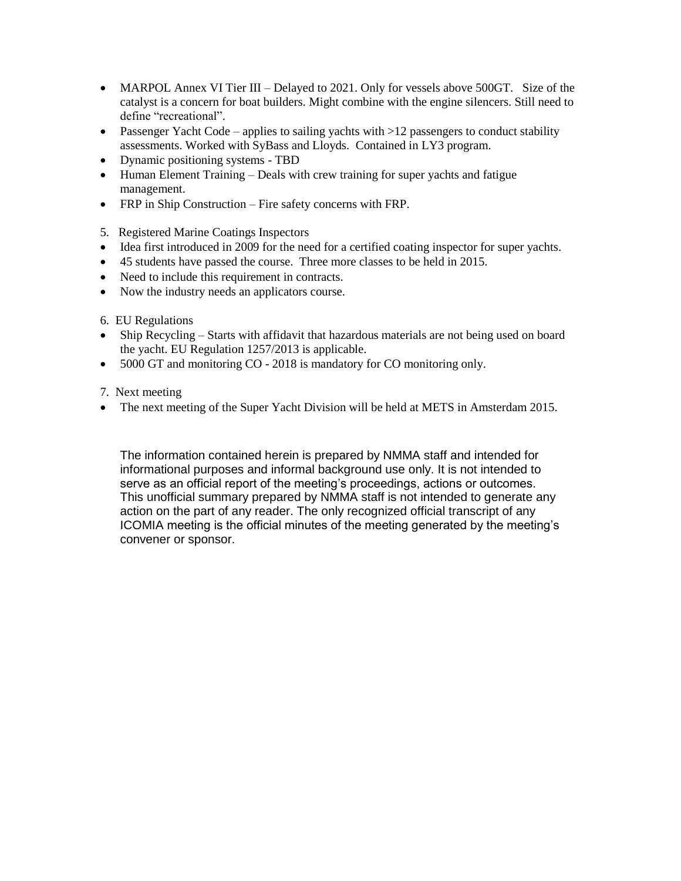- MARPOL Annex VI Tier III – Delayed to 2021. Only for vessels above 500GT. Size of the catalyst is a concern for boat builders. Might combine with the engine silencers. Still need to define "recreational".
- Passenger Yacht Code – applies to sailing yachts with >12 passengers to conduct stability assessments. Worked with SyBass and Lloyds. Contained in LY3 program.
- Dynamic positioning systems - TBD
- Human Element Training – Deals with crew training for super yachts and fatigue management.
- FRP in Ship Construction – Fire safety concerns with FRP.

5. Registered Marine Coatings Inspectors

- Idea first introduced in 2009 for the need for a certified coating inspector for super yachts.
- 45 students have passed the course. Three more classes to be held in 2015.
- Need to include this requirement in contracts.
- Now the industry needs an applicators course.

6. EU Regulations

- Ship Recycling – Starts with affidavit that hazardous materials are not being used on board the yacht. EU Regulation 1257/2013 is applicable.
- 5000 GT and monitoring CO - 2018 is mandatory for CO monitoring only.

7. Next meeting

- The next meeting of the Super Yacht Division will be held at METS in Amsterdam 2015.

The information contained herein is prepared by NMMA staff and intended for informational purposes and informal background use only. It is not intended to serve as an official report of the meeting's proceedings, actions or outcomes. This unofficial summary prepared by NMMA staff is not intended to generate any action on the part of any reader. The only recognized official transcript of any ICOMIA meeting is the official minutes of the meeting generated by the meeting's convener or sponsor.